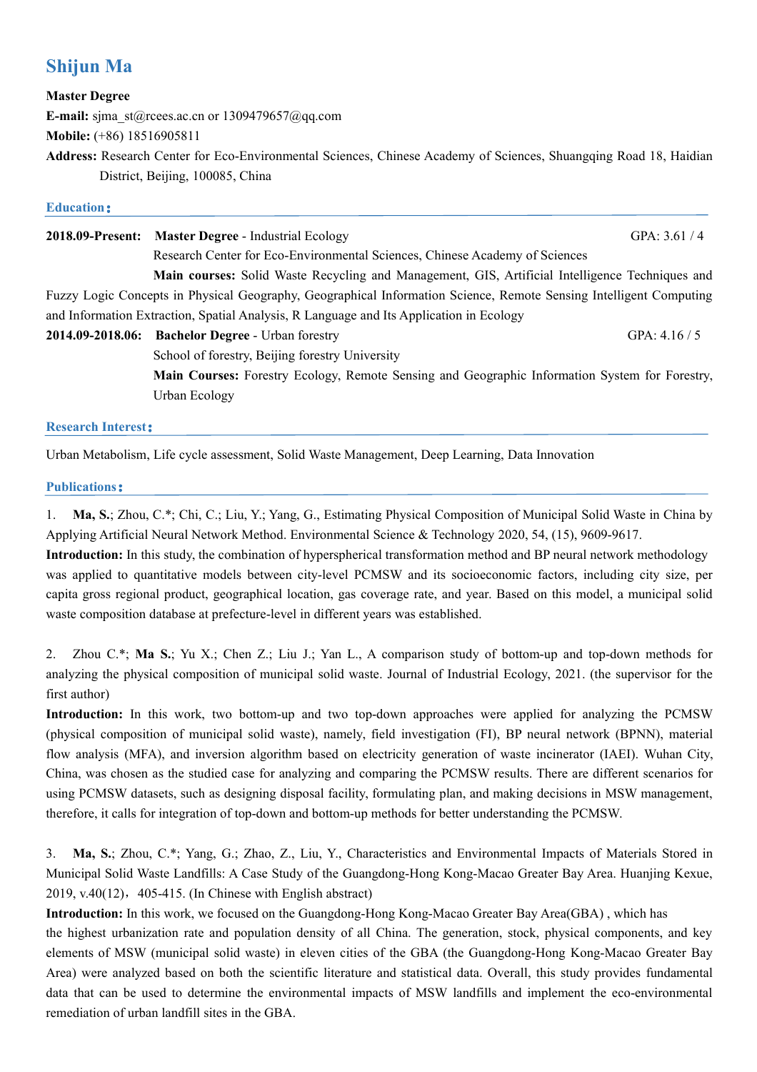# Shijun Ma

**Master Degree**

**E-mail:** sjma_st@rcees.ac.cn or 1309479657@qq.com

**Mobile:** (+86) 18516905811

**Address:** Research Center for Eco-Environmental Sciences, Chinese Academy of Sciences, Shuangqing Road 18, Haidian District, Beijing, 100085, China

## Education：

**2018.09-Present:** **Master Degree** - Industrial Ecology GPA: 3.61 / 4

Research Center for Eco-Environmental Sciences, Chinese Academy of Sciences

**Main courses:** Solid Waste Recycling and Management, GIS, Artificial Intelligence Techniques and Fuzzy Logic Concepts in Physical Geography, Geographical Information Science, Remote Sensing Intelligent Computing and Information Extraction, Spatial Analysis, R Language and Its Application in Ecology

**2014.09-2018.06:** **Bachelor Degree** - Urban forestry GPA: 4.16 / 5

School of forestry, Beijing forestry University

**Main Courses:** Forestry Ecology, Remote Sensing and Geographic Information System for Forestry, Urban Ecology

## Research Interest：

Urban Metabolism, Life cycle assessment, Solid Waste Management, Deep Learning, Data Innovation

## Publications：

1. **Ma, S.**; Zhou, C.*; Chi, C.; Liu, Y.; Yang, G., Estimating Physical Composition of Municipal Solid Waste in China by Applying Artificial Neural Network Method. Environmental Science & Technology 2020, 54, (15), 9609-9617.

**Introduction:** In this study, the combination of hyperspherical transformation method and BP neural network methodology was applied to quantitative models between city-level PCMSW and its socioeconomic factors, including city size, per capita gross regional product, geographical location, gas coverage rate, and year. Based on this model, a municipal solid waste composition database at prefecture-level in different years was established.

2. Zhou C.*; **Ma S.**; Yu X.; Chen Z.; Liu J.; Yan L., A comparison study of bottom-up and top-down methods for analyzing the physical composition of municipal solid waste. Journal of Industrial Ecology, 2021. (the supervisor for the first author)

**Introduction:** In this work, two bottom-up and two top-down approaches were applied for analyzing the PCMSW (physical composition of municipal solid waste), namely, field investigation (FI), BP neural network (BPNN), material flow analysis (MFA), and inversion algorithm based on electricity generation of waste incinerator (IAEI). Wuhan City, China, was chosen as the studied case for analyzing and comparing the PCMSW results. There are different scenarios for using PCMSW datasets, such as designing disposal facility, formulating plan, and making decisions in MSW management, therefore, it calls for integration of top-down and bottom-up methods for better understanding the PCMSW.

3. **Ma, S.**; Zhou, C.*; Yang, G.; Zhao, Z., Liu, Y., Characteristics and Environmental Impacts of Materials Stored in Municipal Solid Waste Landfills: A Case Study of the Guangdong-Hong Kong-Macao Greater Bay Area. Huanjing Kexue, 2019, v.40(12)，405-415. (In Chinese with English abstract)

**Introduction:** In this work, we focused on the Guangdong-Hong Kong-Macao Greater Bay Area(GBA) , which has the highest urbanization rate and population density of all China. The generation, stock, physical components, and key elements of MSW (municipal solid waste) in eleven cities of the GBA (the Guangdong-Hong Kong-Macao Greater Bay Area) were analyzed based on both the scientific literature and statistical data. Overall, this study provides fundamental data that can be used to determine the environmental impacts of MSW landfills and implement the eco-environmental remediation of urban landfill sites in the GBA.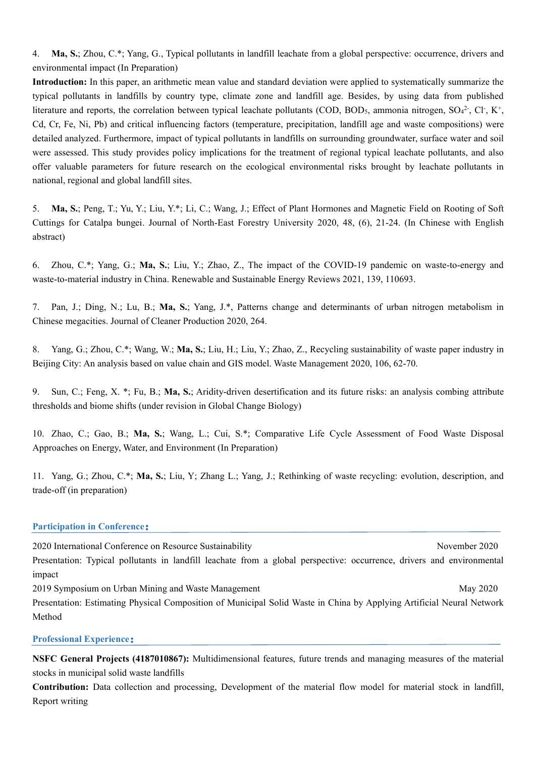4. **Ma, S.**; Zhou, C.*; Yang, G., Typical pollutants in landfill leachate from a global perspective: occurrence, drivers and environmental impact (In Preparation)

**Introduction:** In this paper, an arithmetic mean value and standard deviation were applied to systematically summarize the typical pollutants in landfills by country type, climate zone and landfill age. Besides, by using data from published literature and reports, the correlation between typical leachate pollutants (COD, $BOD_5$, ammonia nitrogen, $SO_4^{2-}$, $Cl^-$, $K^+$, Cd, Cr, Fe, Ni, Pb) and critical influencing factors (temperature, precipitation, landfill age and waste compositions) were detailed analyzed. Furthermore, impact of typical pollutants in landfills on surrounding groundwater, surface water and soil were assessed. This study provides policy implications for the treatment of regional typical leachate pollutants, and also offer valuable parameters for future research on the ecological environmental risks brought by leachate pollutants in national, regional and global landfill sites.

5. **Ma, S.**; Peng, T.; Yu, Y.; Liu, Y.*; Li, C.; Wang, J.; Effect of Plant Hormones and Magnetic Field on Rooting of Soft Cuttings for Catalpa bungei. Journal of North-East Forestry University 2020, 48, (6), 21-24. (In Chinese with English abstract)

6. Zhou, C.*; Yang, G.; **Ma, S.**; Liu, Y.; Zhao, Z., The impact of the COVID-19 pandemic on waste-to-energy and waste-to-material industry in China. Renewable and Sustainable Energy Reviews 2021, 139, 110693.

7. Pan, J.; Ding, N.; Lu, B.; **Ma, S.**; Yang, J.*, Patterns change and determinants of urban nitrogen metabolism in Chinese megacities. Journal of Cleaner Production 2020, 264.

8. Yang, G.; Zhou, C.*; Wang, W.; **Ma, S.**; Liu, H.; Liu, Y.; Zhao, Z., Recycling sustainability of waste paper industry in Beijing City: An analysis based on value chain and GIS model. Waste Management 2020, 106, 62-70.

9. Sun, C.; Feng, X. *; Fu, B.; **Ma, S.**; Aridity-driven desertification and its future risks: an analysis combing attribute thresholds and biome shifts (under revision in Global Change Biology)

10. Zhao, C.; Gao, B.; **Ma, S.**; Wang, L.; Cui, S.*; Comparative Life Cycle Assessment of Food Waste Disposal Approaches on Energy, Water, and Environment (In Preparation)

11. Yang, G.; Zhou, C.*; **Ma, S.**; Liu, Y; Zhang L.; Yang, J.; Rethinking of waste recycling: evolution, description, and trade-off (in preparation)

## Participation in Conference：

2020 International Conference on Resource Sustainability — November 2020

Presentation: Typical pollutants in landfill leachate from a global perspective: occurrence, drivers and environmental impact

2019 Symposium on Urban Mining and Waste Management — May 2020

Presentation: Estimating Physical Composition of Municipal Solid Waste in China by Applying Artificial Neural Network Method

## Professional Experience：

**NSFC General Projects (4187010867):** Multidimensional features, future trends and managing measures of the material stocks in municipal solid waste landfills

**Contribution:** Data collection and processing, Development of the material flow model for material stock in landfill, Report writing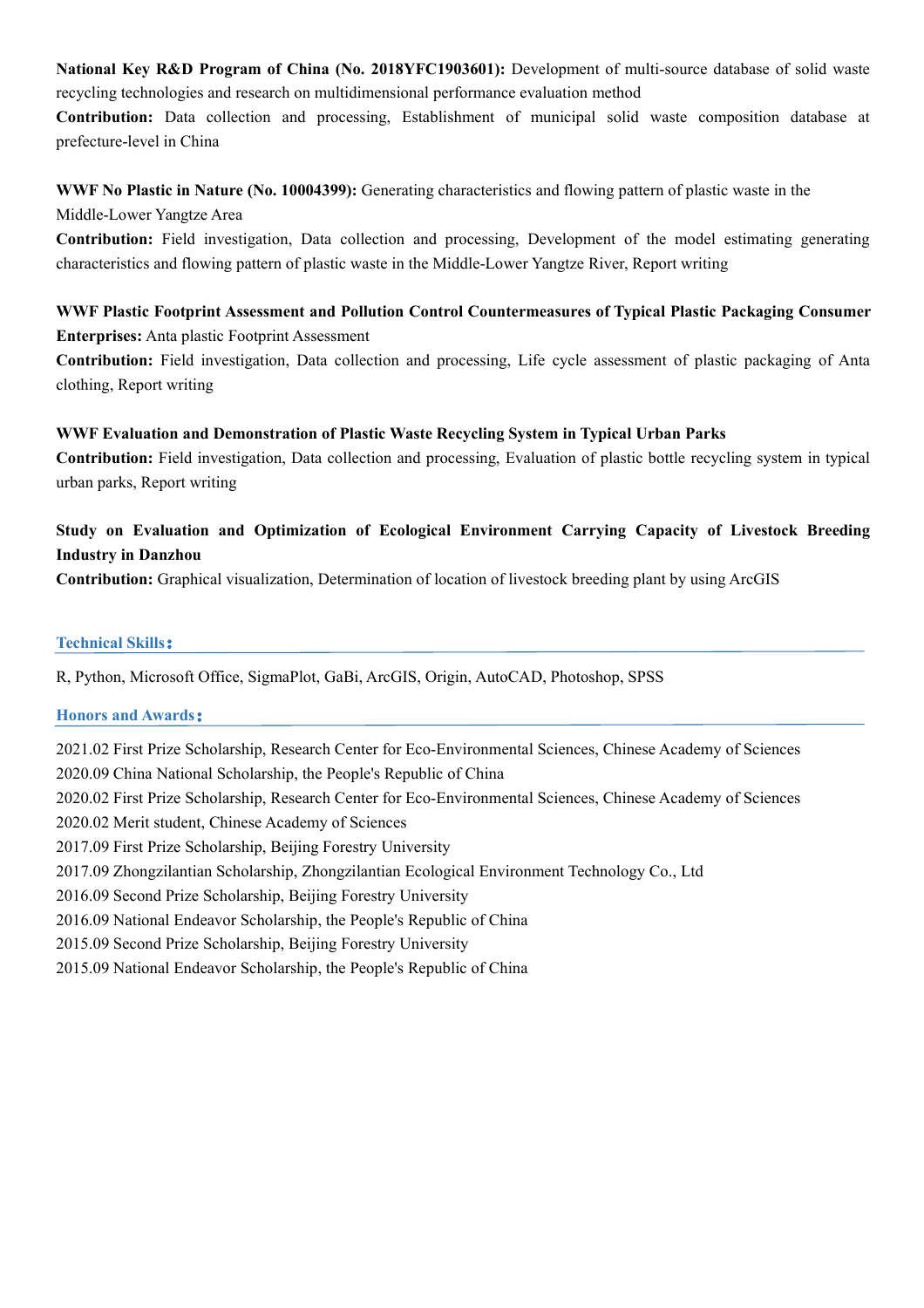**National Key R&D Program of China (No. 2018YFC1903601):** Development of multi-source database of solid waste recycling technologies and research on multidimensional performance evaluation method

**Contribution:** Data collection and processing, Establishment of municipal solid waste composition database at prefecture-level in China

**WWF No Plastic in Nature (No. 10004399):** Generating characteristics and flowing pattern of plastic waste in the Middle-Lower Yangtze Area

**Contribution:** Field investigation, Data collection and processing, Development of the model estimating generating characteristics and flowing pattern of plastic waste in the Middle-Lower Yangtze River, Report writing

**WWF Plastic Footprint Assessment and Pollution Control Countermeasures of Typical Plastic Packaging Consumer Enterprises:** Anta plastic Footprint Assessment

**Contribution:** Field investigation, Data collection and processing, Life cycle assessment of plastic packaging of Anta clothing, Report writing

**WWF Evaluation and Demonstration of Plastic Waste Recycling System in Typical Urban Parks**

**Contribution:** Field investigation, Data collection and processing, Evaluation of plastic bottle recycling system in typical urban parks, Report writing

**Study on Evaluation and Optimization of Ecological Environment Carrying Capacity of Livestock Breeding Industry in Danzhou**

**Contribution:** Graphical visualization, Determination of location of livestock breeding plant by using ArcGIS

## Technical Skills：

R, Python, Microsoft Office, SigmaPlot, GaBi, ArcGIS, Origin, AutoCAD, Photoshop, SPSS

## Honors and Awards：

2021.02 First Prize Scholarship, Research Center for Eco-Environmental Sciences, Chinese Academy of Sciences
2020.09 China National Scholarship, the People's Republic of China
2020.02 First Prize Scholarship, Research Center for Eco-Environmental Sciences, Chinese Academy of Sciences
2020.02 Merit student, Chinese Academy of Sciences
2017.09 First Prize Scholarship, Beijing Forestry University
2017.09 Zhongzilantian Scholarship, Zhongzilantian Ecological Environment Technology Co., Ltd
2016.09 Second Prize Scholarship, Beijing Forestry University
2016.09 National Endeavor Scholarship, the People's Republic of China
2015.09 Second Prize Scholarship, Beijing Forestry University
2015.09 National Endeavor Scholarship, the People's Republic of China